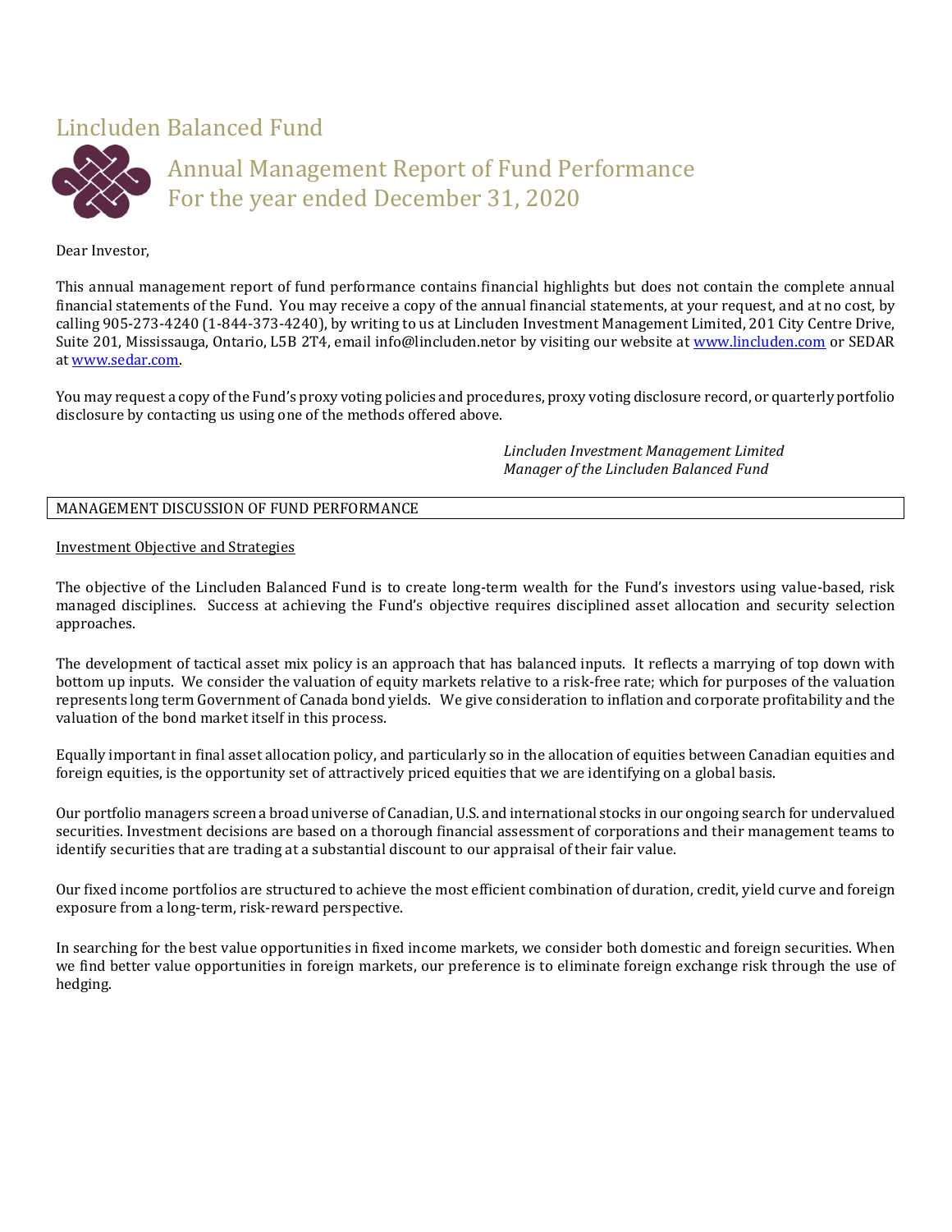# Lincluden Balanced Fund

## Annual Management Report of Fund Performance
## For the year ended December 31, 2020

Dear Investor,

This annual management report of fund performance contains financial highlights but does not contain the complete annual financial statements of the Fund. You may receive a copy of the annual financial statements, at your request, and at no cost, by calling 905-273-4240 (1-844-373-4240), by writing to us at Lincluden Investment Management Limited, 201 City Centre Drive, Suite 201, Mississauga, Ontario, L5B 2T4, email info@lincluden.netor by visiting our website at www.lincluden.com or SEDAR at www.sedar.com.

You may request a copy of the Fund's proxy voting policies and procedures, proxy voting disclosure record, or quarterly portfolio disclosure by contacting us using one of the methods offered above.

*Lincluden Investment Management Limited*
*Manager of the Lincluden Balanced Fund*

## MANAGEMENT DISCUSSION OF FUND PERFORMANCE

### Investment Objective and Strategies

The objective of the Lincluden Balanced Fund is to create long-term wealth for the Fund's investors using value-based, risk managed disciplines. Success at achieving the Fund's objective requires disciplined asset allocation and security selection approaches.

The development of tactical asset mix policy is an approach that has balanced inputs. It reflects a marrying of top down with bottom up inputs. We consider the valuation of equity markets relative to a risk-free rate; which for purposes of the valuation represents long term Government of Canada bond yields. We give consideration to inflation and corporate profitability and the valuation of the bond market itself in this process.

Equally important in final asset allocation policy, and particularly so in the allocation of equities between Canadian equities and foreign equities, is the opportunity set of attractively priced equities that we are identifying on a global basis.

Our portfolio managers screen a broad universe of Canadian, U.S. and international stocks in our ongoing search for undervalued securities. Investment decisions are based on a thorough financial assessment of corporations and their management teams to identify securities that are trading at a substantial discount to our appraisal of their fair value.

Our fixed income portfolios are structured to achieve the most efficient combination of duration, credit, yield curve and foreign exposure from a long-term, risk-reward perspective.

In searching for the best value opportunities in fixed income markets, we consider both domestic and foreign securities. When we find better value opportunities in foreign markets, our preference is to eliminate foreign exchange risk through the use of hedging.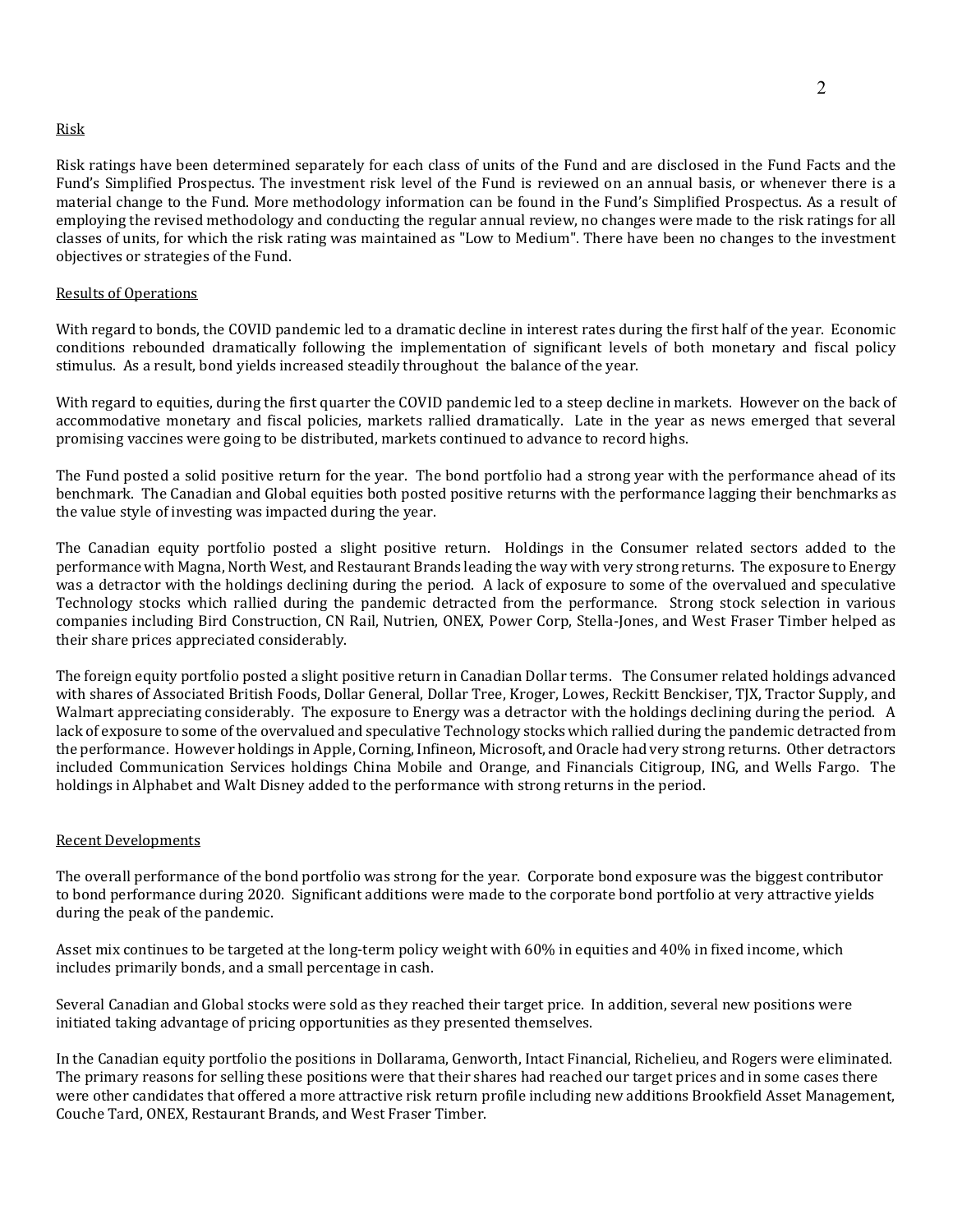## Risk

Risk ratings have been determined separately for each class of units of the Fund and are disclosed in the Fund Facts and the Fund's Simplified Prospectus. The investment risk level of the Fund is reviewed on an annual basis, or whenever there is a material change to the Fund. More methodology information can be found in the Fund's Simplified Prospectus. As a result of employing the revised methodology and conducting the regular annual review, no changes were made to the risk ratings for all classes of units, for which the risk rating was maintained as "Low to Medium". There have been no changes to the investment objectives or strategies of the Fund.

## Results of Operations

With regard to bonds, the COVID pandemic led to a dramatic decline in interest rates during the first half of the year. Economic conditions rebounded dramatically following the implementation of significant levels of both monetary and fiscal policy stimulus. As a result, bond yields increased steadily throughout the balance of the year.

With regard to equities, during the first quarter the COVID pandemic led to a steep decline in markets. However on the back of accommodative monetary and fiscal policies, markets rallied dramatically. Late in the year as news emerged that several promising vaccines were going to be distributed, markets continued to advance to record highs.

The Fund posted a solid positive return for the year. The bond portfolio had a strong year with the performance ahead of its benchmark. The Canadian and Global equities both posted positive returns with the performance lagging their benchmarks as the value style of investing was impacted during the year.

The Canadian equity portfolio posted a slight positive return. Holdings in the Consumer related sectors added to the performance with Magna, North West, and Restaurant Brands leading the way with very strong returns. The exposure to Energy was a detractor with the holdings declining during the period. A lack of exposure to some of the overvalued and speculative Technology stocks which rallied during the pandemic detracted from the performance. Strong stock selection in various companies including Bird Construction, CN Rail, Nutrien, ONEX, Power Corp, Stella-Jones, and West Fraser Timber helped as their share prices appreciated considerably.

The foreign equity portfolio posted a slight positive return in Canadian Dollar terms. The Consumer related holdings advanced with shares of Associated British Foods, Dollar General, Dollar Tree, Kroger, Lowes, Reckitt Benckiser, TJX, Tractor Supply, and Walmart appreciating considerably. The exposure to Energy was a detractor with the holdings declining during the period. A lack of exposure to some of the overvalued and speculative Technology stocks which rallied during the pandemic detracted from the performance. However holdings in Apple, Corning, Infineon, Microsoft, and Oracle had very strong returns. Other detractors included Communication Services holdings China Mobile and Orange, and Financials Citigroup, ING, and Wells Fargo. The holdings in Alphabet and Walt Disney added to the performance with strong returns in the period.

## Recent Developments

The overall performance of the bond portfolio was strong for the year. Corporate bond exposure was the biggest contributor to bond performance during 2020. Significant additions were made to the corporate bond portfolio at very attractive yields during the peak of the pandemic.

Asset mix continues to be targeted at the long-term policy weight with 60% in equities and 40% in fixed income, which includes primarily bonds, and a small percentage in cash.

Several Canadian and Global stocks were sold as they reached their target price. In addition, several new positions were initiated taking advantage of pricing opportunities as they presented themselves.

In the Canadian equity portfolio the positions in Dollarama, Genworth, Intact Financial, Richelieu, and Rogers were eliminated. The primary reasons for selling these positions were that their shares had reached our target prices and in some cases there were other candidates that offered a more attractive risk return profile including new additions Brookfield Asset Management, Couche Tard, ONEX, Restaurant Brands, and West Fraser Timber.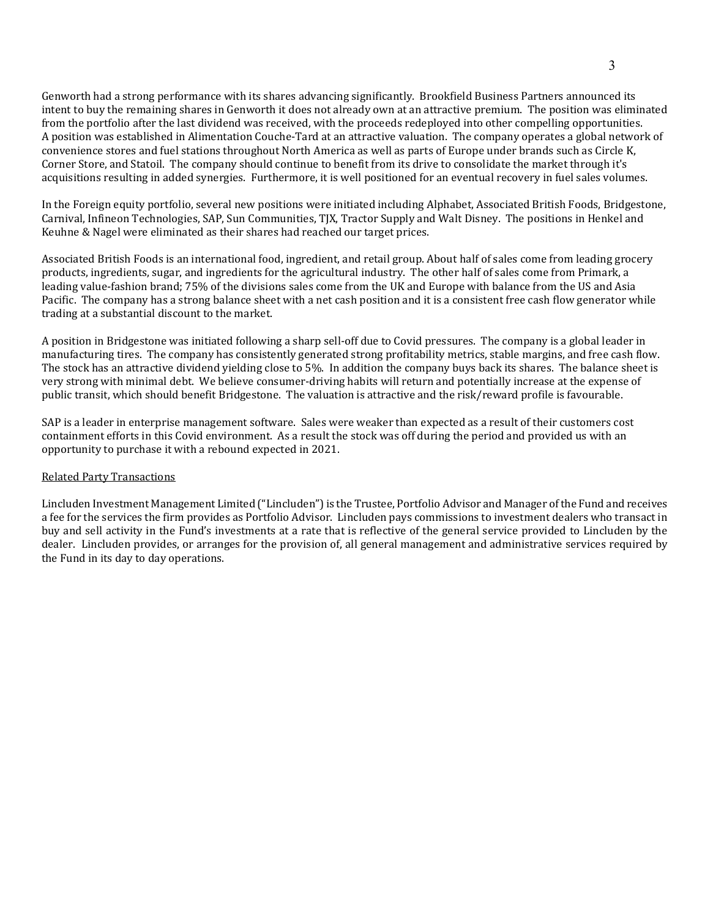Genworth had a strong performance with its shares advancing significantly. Brookfield Business Partners announced its intent to buy the remaining shares in Genworth it does not already own at an attractive premium. The position was eliminated from the portfolio after the last dividend was received, with the proceeds redeployed into other compelling opportunities. A position was established in Alimentation Couche-Tard at an attractive valuation. The company operates a global network of convenience stores and fuel stations throughout North America as well as parts of Europe under brands such as Circle K, Corner Store, and Statoil. The company should continue to benefit from its drive to consolidate the market through it's acquisitions resulting in added synergies. Furthermore, it is well positioned for an eventual recovery in fuel sales volumes.

In the Foreign equity portfolio, several new positions were initiated including Alphabet, Associated British Foods, Bridgestone, Carnival, Infineon Technologies, SAP, Sun Communities, TJX, Tractor Supply and Walt Disney. The positions in Henkel and Keuhne & Nagel were eliminated as their shares had reached our target prices.

Associated British Foods is an international food, ingredient, and retail group. About half of sales come from leading grocery products, ingredients, sugar, and ingredients for the agricultural industry. The other half of sales come from Primark, a leading value-fashion brand; 75% of the divisions sales come from the UK and Europe with balance from the US and Asia Pacific. The company has a strong balance sheet with a net cash position and it is a consistent free cash flow generator while trading at a substantial discount to the market.

A position in Bridgestone was initiated following a sharp sell-off due to Covid pressures. The company is a global leader in manufacturing tires. The company has consistently generated strong profitability metrics, stable margins, and free cash flow. The stock has an attractive dividend yielding close to 5%. In addition the company buys back its shares. The balance sheet is very strong with minimal debt. We believe consumer-driving habits will return and potentially increase at the expense of public transit, which should benefit Bridgestone. The valuation is attractive and the risk/reward profile is favourable.

SAP is a leader in enterprise management software. Sales were weaker than expected as a result of their customers cost containment efforts in this Covid environment. As a result the stock was off during the period and provided us with an opportunity to purchase it with a rebound expected in 2021.

<u>Related Party Transactions</u>

Lincluden Investment Management Limited ("Lincluden") is the Trustee, Portfolio Advisor and Manager of the Fund and receives a fee for the services the firm provides as Portfolio Advisor. Lincluden pays commissions to investment dealers who transact in buy and sell activity in the Fund's investments at a rate that is reflective of the general service provided to Lincluden by the dealer. Lincluden provides, or arranges for the provision of, all general management and administrative services required by the Fund in its day to day operations.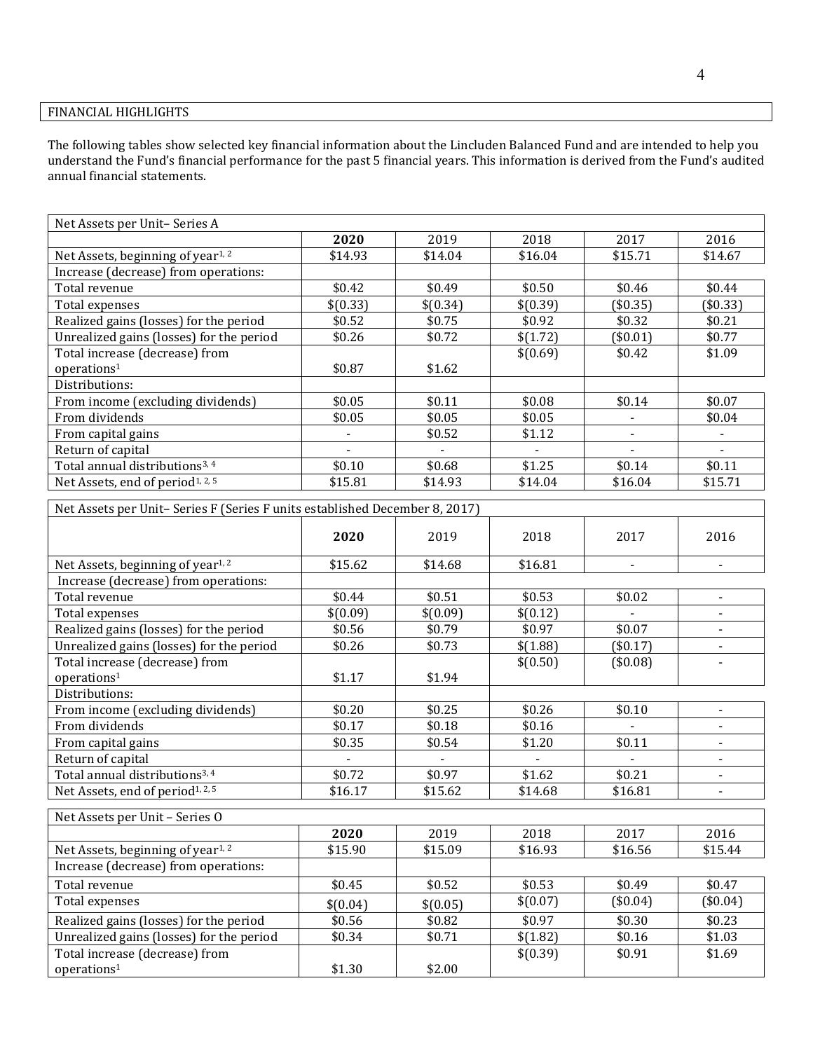FINANCIAL HIGHLIGHTS

The following tables show selected key financial information about the Lincluden Balanced Fund and are intended to help you understand the Fund's financial performance for the past 5 financial years. This information is derived from the Fund's audited annual financial statements.

| Net Assets per Unit– Series A | | | | | |
|---|---|---|---|---|---|
| | **2020** | 2019 | 2018 | 2017 | 2016 |
| Net Assets, beginning of year[1, 2] | $14.93 | $14.04 | $16.04 | $15.71 | $14.67 |
| Increase (decrease) from operations: | | | | | |
| Total revenue | $0.42 | $0.49 | $0.50 | $0.46 | $0.44 |
| Total expenses | $(0.33) | $(0.34) | $(0.39) | ($0.35) | ($0.33) |
| Realized gains (losses) for the period | $0.52 | $0.75 | $0.92 | $0.32 | $0.21 |
| Unrealized gains (losses) for the period | $0.26 | $0.72 | $(1.72) | ($0.01) | $0.77 |
| Total increase (decrease) from operations[1] | $0.87 | $1.62 | $(0.69) | $0.42 | $1.09 |
| Distributions: | | | | | |
| From income (excluding dividends) | $0.05 | $0.11 | $0.08 | $0.14 | $0.07 |
| From dividends | $0.05 | $0.05 | $0.05 | - | $0.04 |
| From capital gains | - | $0.52 | $1.12 | - | - |
| Return of capital | - | - | - | - | - |
| Total annual distributions[3, 4] | $0.10 | $0.68 | $1.25 | $0.14 | $0.11 |
| Net Assets, end of period[1, 2, 5] | $15.81 | $14.93 | $14.04 | $16.04 | $15.71 |

| Net Assets per Unit– Series F (Series F units established December 8, 2017) | | | | | |
|---|---|---|---|---|---|
| | **2020** | 2019 | 2018 | 2017 | 2016 |
| Net Assets, beginning of year[1, 2] | $15.62 | $14.68 | $16.81 | - | - |
| Increase (decrease) from operations: | | | | | |
| Total revenue | $0.44 | $0.51 | $0.53 | $0.02 | - |
| Total expenses | $(0.09) | $(0.09) | $(0.12) | - | - |
| Realized gains (losses) for the period | $0.56 | $0.79 | $0.97 | $0.07 | - |
| Unrealized gains (losses) for the period | $0.26 | $0.73 | $(1.88) | ($0.17) | - |
| Total increase (decrease) from operations[1] | $1.17 | $1.94 | $(0.50) | ($0.08) | - |
| Distributions: | | | | | |
| From income (excluding dividends) | $0.20 | $0.25 | $0.26 | $0.10 | - |
| From dividends | $0.17 | $0.18 | $0.16 | - | - |
| From capital gains | $0.35 | $0.54 | $1.20 | $0.11 | - |
| Return of capital | - | - | - | - | - |
| Total annual distributions[3, 4] | $0.72 | $0.97 | $1.62 | $0.21 | - |
| Net Assets, end of period[1, 2, 5] | $16.17 | $15.62 | $14.68 | $16.81 | - |

| Net Assets per Unit – Series O | | | | | |
|---|---|---|---|---|---|
| | **2020** | 2019 | 2018 | 2017 | 2016 |
| Net Assets, beginning of year[1, 2] | $15.90 | $15.09 | $16.93 | $16.56 | $15.44 |
| Increase (decrease) from operations: | | | | | |
| Total revenue | $0.45 | $0.52 | $0.53 | $0.49 | $0.47 |
| Total expenses | $(0.04) | $(0.05) | $(0.07) | ($0.04) | ($0.04) |
| Realized gains (losses) for the period | $0.56 | $0.82 | $0.97 | $0.30 | $0.23 |
| Unrealized gains (losses) for the period | $0.34 | $0.71 | $(1.82) | $0.16 | $1.03 |
| Total increase (decrease) from operations[1] | $1.30 | $2.00 | $(0.39) | $0.91 | $1.69 |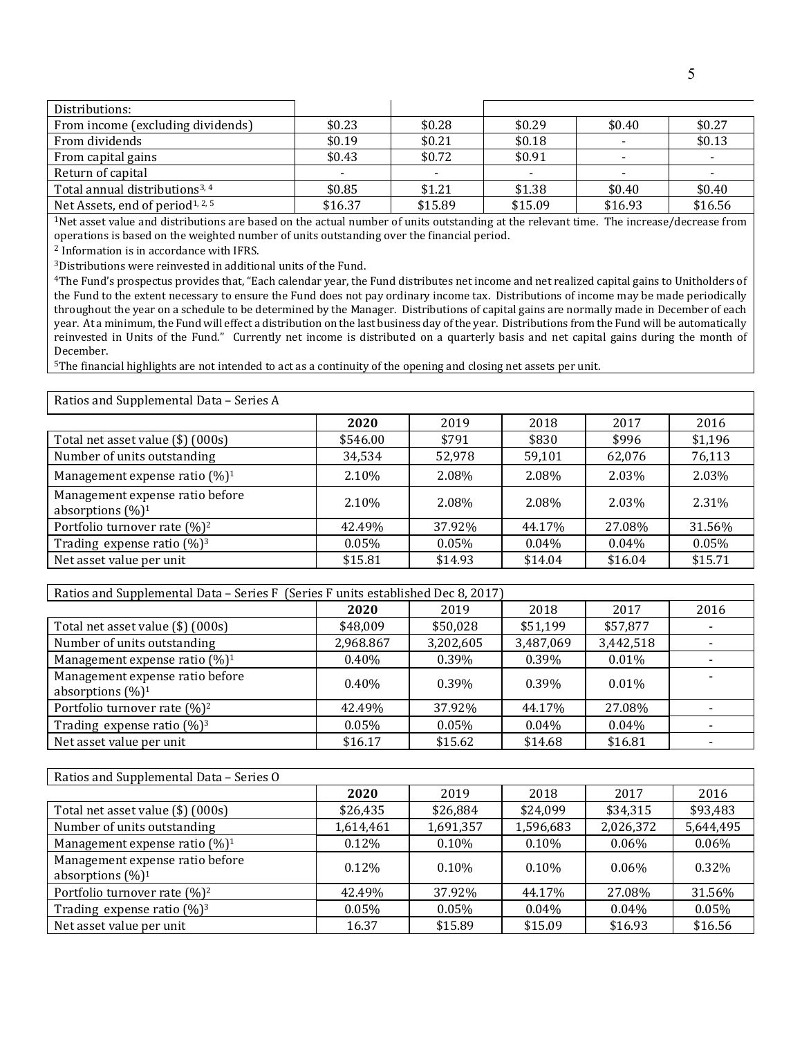| Distributions: | | | | | |
|---|---|---|---|---|---|
| From income (excluding dividends) | $0.23 | $0.28 | $0.29 | $0.40 | $0.27 |
| From dividends | $0.19 | $0.21 | $0.18 | - | $0.13 |
| From capital gains | $0.43 | $0.72 | $0.91 | - | - |
| Return of capital | - | - | - | - | - |
| Total annual distributions[3, 4] | $0.85 | $1.21 | $1.38 | $0.40 | $0.40 |
| Net Assets, end of period[1, 2, 5] | $16.37 | $15.89 | $15.09 | $16.93 | $16.56 |

[1]Net asset value and distributions are based on the actual number of units outstanding at the relevant time. The increase/decrease from operations is based on the weighted number of units outstanding over the financial period.

[2] Information is in accordance with IFRS.

[3]Distributions were reinvested in additional units of the Fund.

[4]The Fund's prospectus provides that, "Each calendar year, the Fund distributes net income and net realized capital gains to Unitholders of the Fund to the extent necessary to ensure the Fund does not pay ordinary income tax. Distributions of income may be made periodically throughout the year on a schedule to be determined by the Manager. Distributions of capital gains are normally made in December of each year. At a minimum, the Fund will effect a distribution on the last business day of the year. Distributions from the Fund will be automatically reinvested in Units of the Fund." Currently net income is distributed on a quarterly basis and net capital gains during the month of December.

[5]The financial highlights are not intended to act as a continuity of the opening and closing net assets per unit.

| Ratios and Supplemental Data – Series A | | | | | |
|---|---|---|---|---|---|
| | **2020** | 2019 | 2018 | 2017 | 2016 |
| Total net asset value ($) (000s) | $546.00 | $791 | $830 | $996 | $1,196 |
| Number of units outstanding | 34,534 | 52,978 | 59,101 | 62,076 | 76,113 |
| Management expense ratio (%)[1] | 2.10% | 2.08% | 2.08% | 2.03% | 2.03% |
| Management expense ratio before absorptions (%)[1] | 2.10% | 2.08% | 2.08% | 2.03% | 2.31% |
| Portfolio turnover rate (%)[2] | 42.49% | 37.92% | 44.17% | 27.08% | 31.56% |
| Trading expense ratio (%)[3] | 0.05% | 0.05% | 0.04% | 0.04% | 0.05% |
| Net asset value per unit | $15.81 | $14.93 | $14.04 | $16.04 | $15.71 |

| Ratios and Supplemental Data – Series F (Series F units established Dec 8, 2017) | | | | | |
|---|---|---|---|---|---|
| | **2020** | 2019 | 2018 | 2017 | 2016 |
| Total net asset value ($) (000s) | $48,009 | $50,028 | $51,199 | $57,877 | - |
| Number of units outstanding | 2,968.867 | 3,202,605 | 3,487,069 | 3,442,518 | - |
| Management expense ratio (%)[1] | 0.40% | 0.39% | 0.39% | 0.01% | - |
| Management expense ratio before absorptions (%)[1] | 0.40% | 0.39% | 0.39% | 0.01% | - |
| Portfolio turnover rate (%)[2] | 42.49% | 37.92% | 44.17% | 27.08% | - |
| Trading expense ratio (%)[3] | 0.05% | 0.05% | 0.04% | 0.04% | - |
| Net asset value per unit | $16.17 | $15.62 | $14.68 | $16.81 | - |

| Ratios and Supplemental Data – Series O | | | | | |
|---|---|---|---|---|---|
| | **2020** | 2019 | 2018 | 2017 | 2016 |
| Total net asset value ($) (000s) | $26,435 | $26,884 | $24,099 | $34,315 | $93,483 |
| Number of units outstanding | 1,614,461 | 1,691,357 | 1,596,683 | 2,026,372 | 5,644,495 |
| Management expense ratio (%)[1] | 0.12% | 0.10% | 0.10% | 0.06% | 0.06% |
| Management expense ratio before absorptions (%)[1] | 0.12% | 0.10% | 0.10% | 0.06% | 0.32% |
| Portfolio turnover rate (%)[2] | 42.49% | 37.92% | 44.17% | 27.08% | 31.56% |
| Trading expense ratio (%)[3] | 0.05% | 0.05% | 0.04% | 0.04% | 0.05% |
| Net asset value per unit | 16.37 | $15.89 | $15.09 | $16.93 | $16.56 |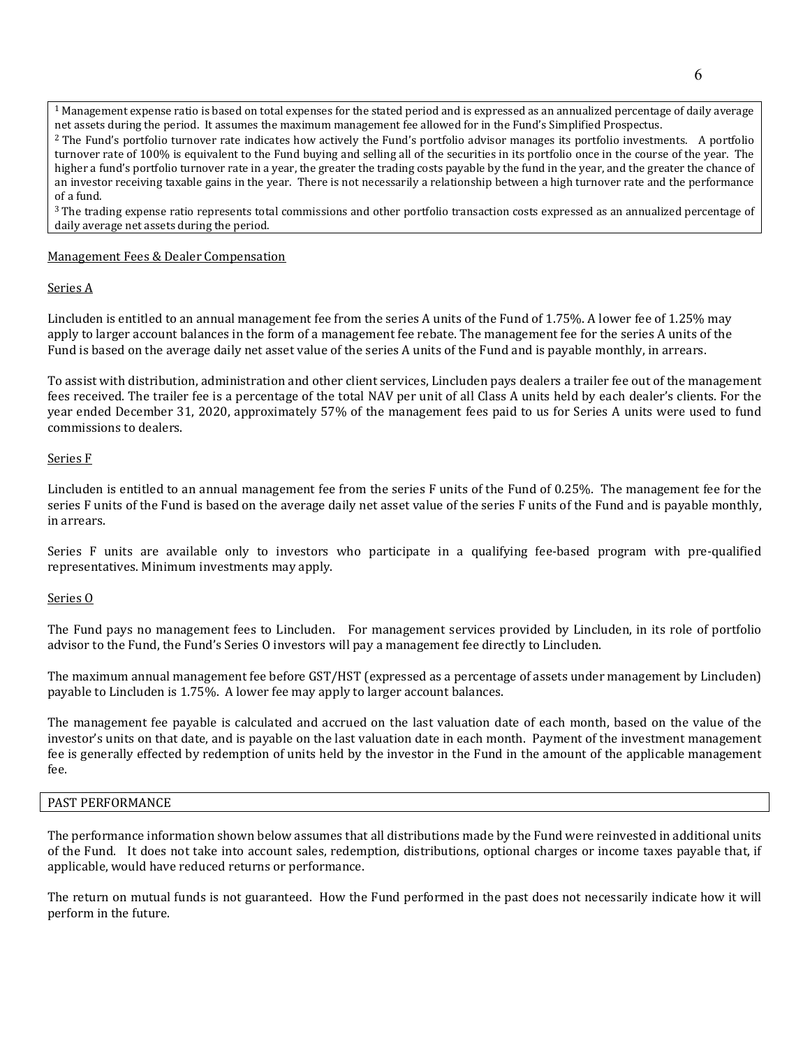[1] Management expense ratio is based on total expenses for the stated period and is expressed as an annualized percentage of daily average net assets during the period. It assumes the maximum management fee allowed for in the Fund's Simplified Prospectus.

[2] The Fund's portfolio turnover rate indicates how actively the Fund's portfolio advisor manages its portfolio investments. A portfolio turnover rate of 100% is equivalent to the Fund buying and selling all of the securities in its portfolio once in the course of the year. The higher a fund's portfolio turnover rate in a year, the greater the trading costs payable by the fund in the year, and the greater the chance of an investor receiving taxable gains in the year. There is not necessarily a relationship between a high turnover rate and the performance of a fund.

[3] The trading expense ratio represents total commissions and other portfolio transaction costs expressed as an annualized percentage of daily average net assets during the period.

## Management Fees & Dealer Compensation

### Series A

Lincluden is entitled to an annual management fee from the series A units of the Fund of 1.75%. A lower fee of 1.25% may apply to larger account balances in the form of a management fee rebate. The management fee for the series A units of the Fund is based on the average daily net asset value of the series A units of the Fund and is payable monthly, in arrears.

To assist with distribution, administration and other client services, Lincluden pays dealers a trailer fee out of the management fees received. The trailer fee is a percentage of the total NAV per unit of all Class A units held by each dealer's clients. For the year ended December 31, 2020, approximately 57% of the management fees paid to us for Series A units were used to fund commissions to dealers.

### Series F

Lincluden is entitled to an annual management fee from the series F units of the Fund of 0.25%. The management fee for the series F units of the Fund is based on the average daily net asset value of the series F units of the Fund and is payable monthly, in arrears.

Series F units are available only to investors who participate in a qualifying fee-based program with pre-qualified representatives. Minimum investments may apply.

### Series O

The Fund pays no management fees to Lincluden. For management services provided by Lincluden, in its role of portfolio advisor to the Fund, the Fund's Series O investors will pay a management fee directly to Lincluden.

The maximum annual management fee before GST/HST (expressed as a percentage of assets under management by Lincluden) payable to Lincluden is 1.75%. A lower fee may apply to larger account balances.

The management fee payable is calculated and accrued on the last valuation date of each month, based on the value of the investor's units on that date, and is payable on the last valuation date in each month. Payment of the investment management fee is generally effected by redemption of units held by the investor in the Fund in the amount of the applicable management fee.

## PAST PERFORMANCE

The performance information shown below assumes that all distributions made by the Fund were reinvested in additional units of the Fund. It does not take into account sales, redemption, distributions, optional charges or income taxes payable that, if applicable, would have reduced returns or performance.

The return on mutual funds is not guaranteed. How the Fund performed in the past does not necessarily indicate how it will perform in the future.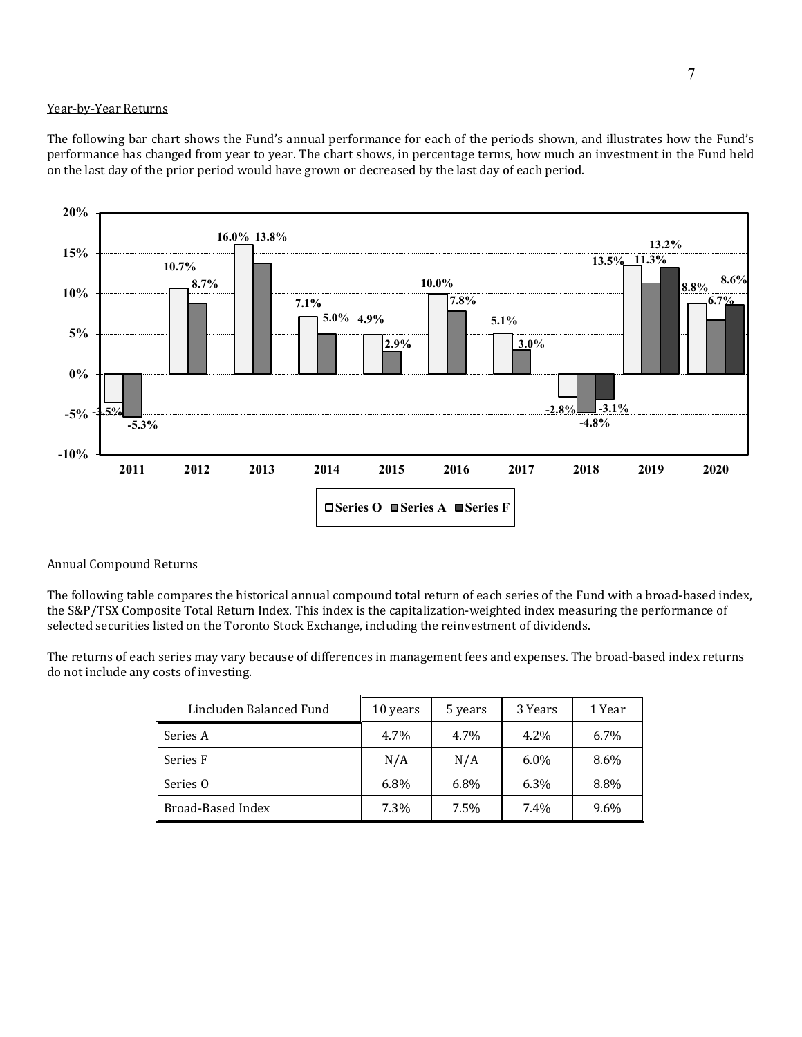Year-by-Year Returns

The following bar chart shows the Fund's annual performance for each of the periods shown, and illustrates how the Fund's performance has changed from year to year. The chart shows, in percentage terms, how much an investment in the Fund held on the last day of the prior period would have grown or decreased by the last day of each period.

| Year | Series O | Series A | Series F |
|---|---|---|---|
| 2011 | -3.5% | -5.3% | |
| 2012 | 10.7% | 8.7% | |
| 2013 | 16.0% | 13.8% | |
| 2014 | 7.1% | 5.0% | |
| 2015 | 4.9% | 2.9% | |
| 2016 | 10.0% | 7.8% | |
| 2017 | 5.1% | 3.0% | |
| 2018 | -2.8% | -4.8% | -3.1% |
| 2019 | 13.5% | 11.3% | 13.2% |
| 2020 | 8.8% | 6.7% | 8.6% |

Annual Compound Returns

The following table compares the historical annual compound total return of each series of the Fund with a broad-based index, the S&P/TSX Composite Total Return Index. This index is the capitalization-weighted index measuring the performance of selected securities listed on the Toronto Stock Exchange, including the reinvestment of dividends.

The returns of each series may vary because of differences in management fees and expenses. The broad-based index returns do not include any costs of investing.

| Lincluden Balanced Fund | 10 years | 5 years | 3 Years | 1 Year |
|---|---|---|---|---|
| Series A | 4.7% | 4.7% | 4.2% | 6.7% |
| Series F | N/A | N/A | 6.0% | 8.6% |
| Series O | 6.8% | 6.8% | 6.3% | 8.8% |
| Broad-Based Index | 7.3% | 7.5% | 7.4% | 9.6% |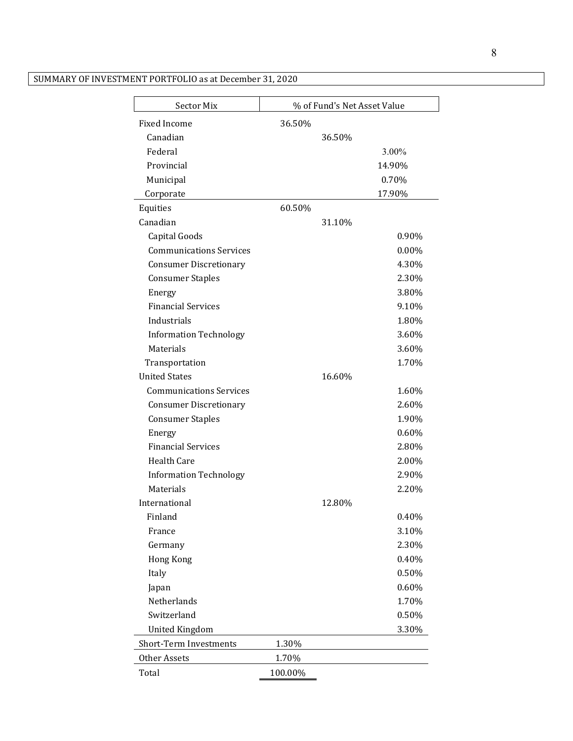SUMMARY OF INVESTMENT PORTFOLIO as at December 31, 2020

| Sector Mix | % of Fund's Net Asset Value | | |
|---|---|---|---|
| Fixed Income | 36.50% | | |
| Canadian | | 36.50% | |
| Federal | | | 3.00% |
| Provincial | | | 14.90% |
| Municipal | | | 0.70% |
| Corporate | | | 17.90% |
| Equities | 60.50% | | |
| Canadian | | 31.10% | |
| Capital Goods | | | 0.90% |
| Communications Services | | | 0.00% |
| Consumer Discretionary | | | 4.30% |
| Consumer Staples | | | 2.30% |
| Energy | | | 3.80% |
| Financial Services | | | 9.10% |
| Industrials | | | 1.80% |
| Information Technology | | | 3.60% |
| Materials | | | 3.60% |
| Transportation | | | 1.70% |
| United States | | 16.60% | |
| Communications Services | | | 1.60% |
| Consumer Discretionary | | | 2.60% |
| Consumer Staples | | | 1.90% |
| Energy | | | 0.60% |
| Financial Services | | | 2.80% |
| Health Care | | | 2.00% |
| Information Technology | | | 2.90% |
| Materials | | | 2.20% |
| International | | 12.80% | |
| Finland | | | 0.40% |
| France | | | 3.10% |
| Germany | | | 2.30% |
| Hong Kong | | | 0.40% |
| Italy | | | 0.50% |
| Japan | | | 0.60% |
| Netherlands | | | 1.70% |
| Switzerland | | | 0.50% |
| United Kingdom | | | 3.30% |
| Short-Term Investments | 1.30% | | |
| Other Assets | 1.70% | | |
| Total | 100.00% | | |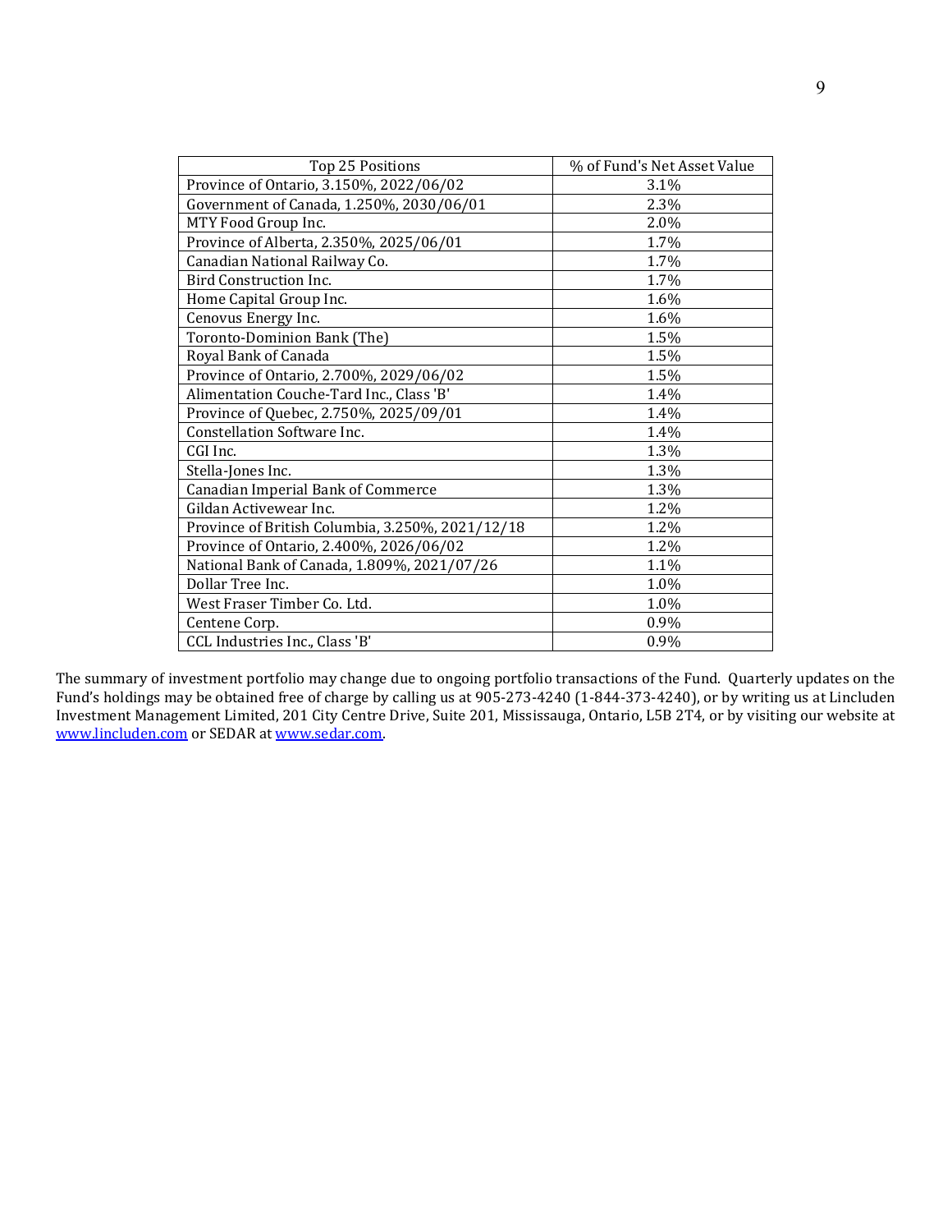| Top 25 Positions | % of Fund's Net Asset Value |
|---|---|
| Province of Ontario, 3.150%, 2022/06/02 | 3.1% |
| Government of Canada, 1.250%, 2030/06/01 | 2.3% |
| MTY Food Group Inc. | 2.0% |
| Province of Alberta, 2.350%, 2025/06/01 | 1.7% |
| Canadian National Railway Co. | 1.7% |
| Bird Construction Inc. | 1.7% |
| Home Capital Group Inc. | 1.6% |
| Cenovus Energy Inc. | 1.6% |
| Toronto-Dominion Bank (The) | 1.5% |
| Royal Bank of Canada | 1.5% |
| Province of Ontario, 2.700%, 2029/06/02 | 1.5% |
| Alimentation Couche-Tard Inc., Class 'B' | 1.4% |
| Province of Quebec, 2.750%, 2025/09/01 | 1.4% |
| Constellation Software Inc. | 1.4% |
| CGI Inc. | 1.3% |
| Stella-Jones Inc. | 1.3% |
| Canadian Imperial Bank of Commerce | 1.3% |
| Gildan Activewear Inc. | 1.2% |
| Province of British Columbia, 3.250%, 2021/12/18 | 1.2% |
| Province of Ontario, 2.400%, 2026/06/02 | 1.2% |
| National Bank of Canada, 1.809%, 2021/07/26 | 1.1% |
| Dollar Tree Inc. | 1.0% |
| West Fraser Timber Co. Ltd. | 1.0% |
| Centene Corp. | 0.9% |
| CCL Industries Inc., Class 'B' | 0.9% |

The summary of investment portfolio may change due to ongoing portfolio transactions of the Fund. Quarterly updates on the Fund's holdings may be obtained free of charge by calling us at 905-273-4240 (1-844-373-4240), or by writing us at Lincluden Investment Management Limited, 201 City Centre Drive, Suite 201, Mississauga, Ontario, L5B 2T4, or by visiting our website at www.lincluden.com or SEDAR at www.sedar.com.